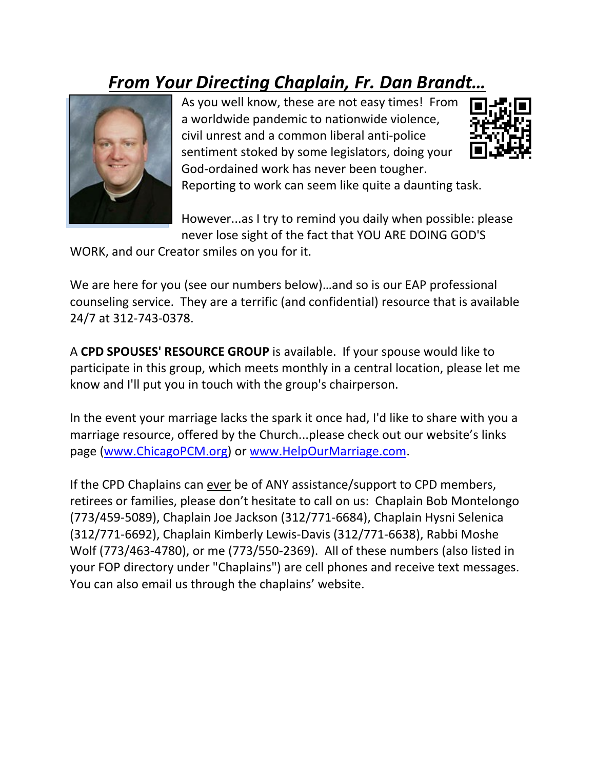# ***From Your Directing Chaplain, Fr. Dan Brandt…***

As you well know, these are not easy times! From a worldwide pandemic to nationwide violence, civil unrest and a common liberal anti-police sentiment stoked by some legislators, doing your God-ordained work has never been tougher. Reporting to work can seem like quite a daunting task.

However...as I try to remind you daily when possible: please never lose sight of the fact that YOU ARE DOING GOD'S WORK, and our Creator smiles on you for it.

We are here for you (see our numbers below)…and so is our EAP professional counseling service. They are a terrific (and confidential) resource that is available 24/7 at 312-743-0378.

A **CPD SPOUSES' RESOURCE GROUP** is available. If your spouse would like to participate in this group, which meets monthly in a central location, please let me know and I'll put you in touch with the group's chairperson.

In the event your marriage lacks the spark it once had, I'd like to share with you a marriage resource, offered by the Church...please check out our website's links page (www.ChicagoPCM.org) or www.HelpOurMarriage.com.

If the CPD Chaplains can ever be of ANY assistance/support to CPD members, retirees or families, please don't hesitate to call on us: Chaplain Bob Montelongo (773/459-5089), Chaplain Joe Jackson (312/771-6684), Chaplain Hysni Selenica (312/771-6692), Chaplain Kimberly Lewis-Davis (312/771-6638), Rabbi Moshe Wolf (773/463-4780), or me (773/550-2369). All of these numbers (also listed in your FOP directory under "Chaplains") are cell phones and receive text messages. You can also email us through the chaplains' website.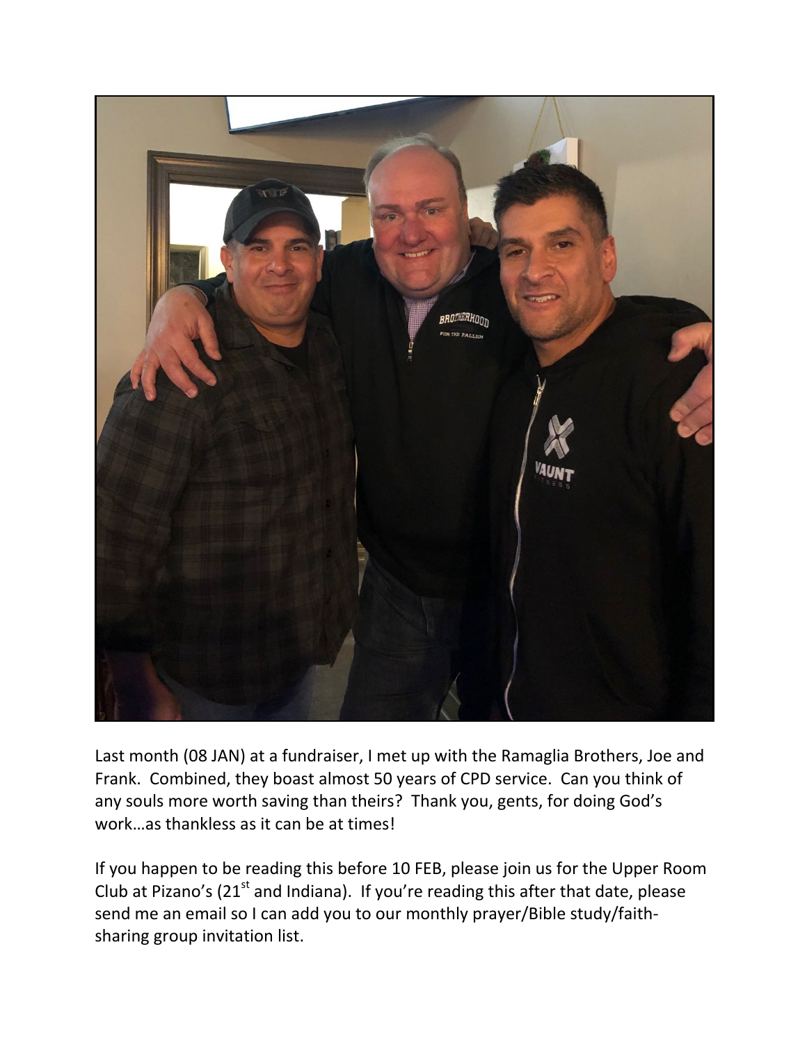Last month (08 JAN) at a fundraiser, I met up with the Ramaglia Brothers, Joe and Frank. Combined, they boast almost 50 years of CPD service. Can you think of any souls more worth saving than theirs? Thank you, gents, for doing God's work…as thankless as it can be at times!

If you happen to be reading this before 10 FEB, please join us for the Upper Room Club at Pizano's (21st and Indiana). If you're reading this after that date, please send me an email so I can add you to our monthly prayer/Bible study/faith-sharing group invitation list.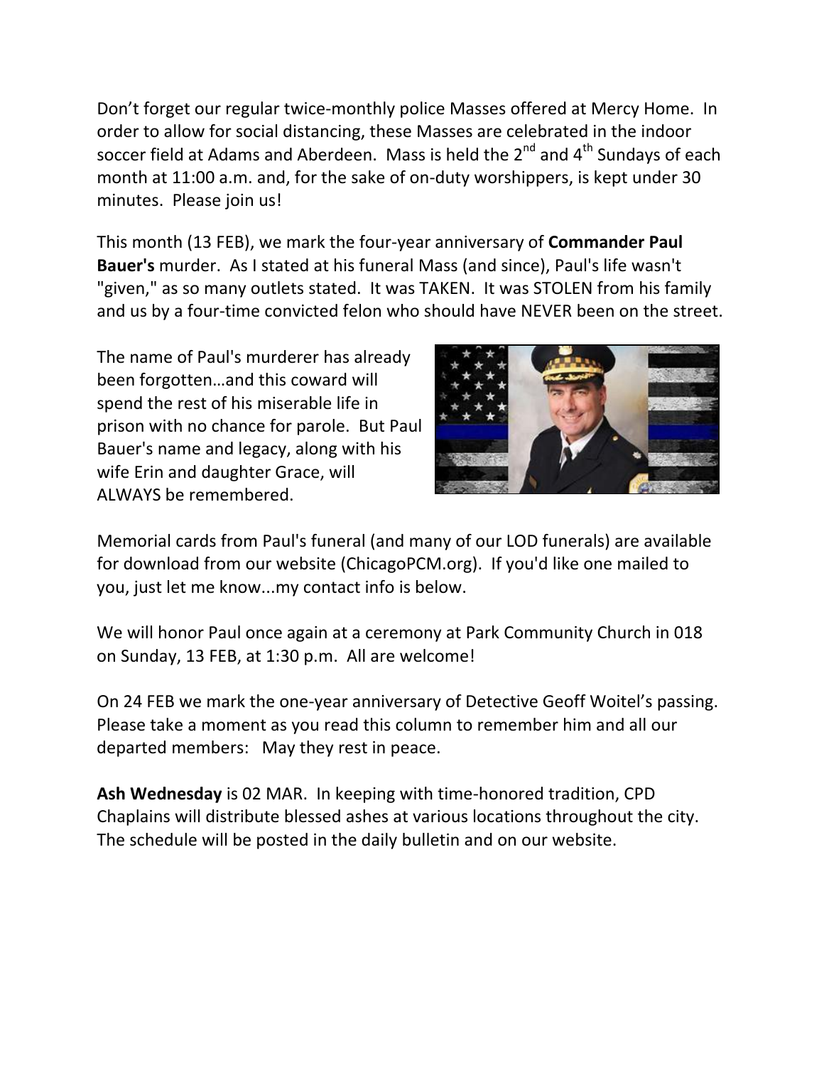Don't forget our regular twice-monthly police Masses offered at Mercy Home. In order to allow for social distancing, these Masses are celebrated in the indoor soccer field at Adams and Aberdeen. Mass is held the 2nd and 4th Sundays of each month at 11:00 a.m. and, for the sake of on-duty worshippers, is kept under 30 minutes. Please join us!

This month (13 FEB), we mark the four-year anniversary of **Commander Paul Bauer's** murder. As I stated at his funeral Mass (and since), Paul's life wasn't "given," as so many outlets stated. It was TAKEN. It was STOLEN from his family and us by a four-time convicted felon who should have NEVER been on the street.

The name of Paul's murderer has already been forgotten…and this coward will spend the rest of his miserable life in prison with no chance for parole. But Paul Bauer's name and legacy, along with his wife Erin and daughter Grace, will ALWAYS be remembered.

Memorial cards from Paul's funeral (and many of our LOD funerals) are available for download from our website (ChicagoPCM.org). If you'd like one mailed to you, just let me know...my contact info is below.

We will honor Paul once again at a ceremony at Park Community Church in 018 on Sunday, 13 FEB, at 1:30 p.m. All are welcome!

On 24 FEB we mark the one-year anniversary of Detective Geoff Woitel's passing. Please take a moment as you read this column to remember him and all our departed members: May they rest in peace.

**Ash Wednesday** is 02 MAR. In keeping with time-honored tradition, CPD Chaplains will distribute blessed ashes at various locations throughout the city. The schedule will be posted in the daily bulletin and on our website.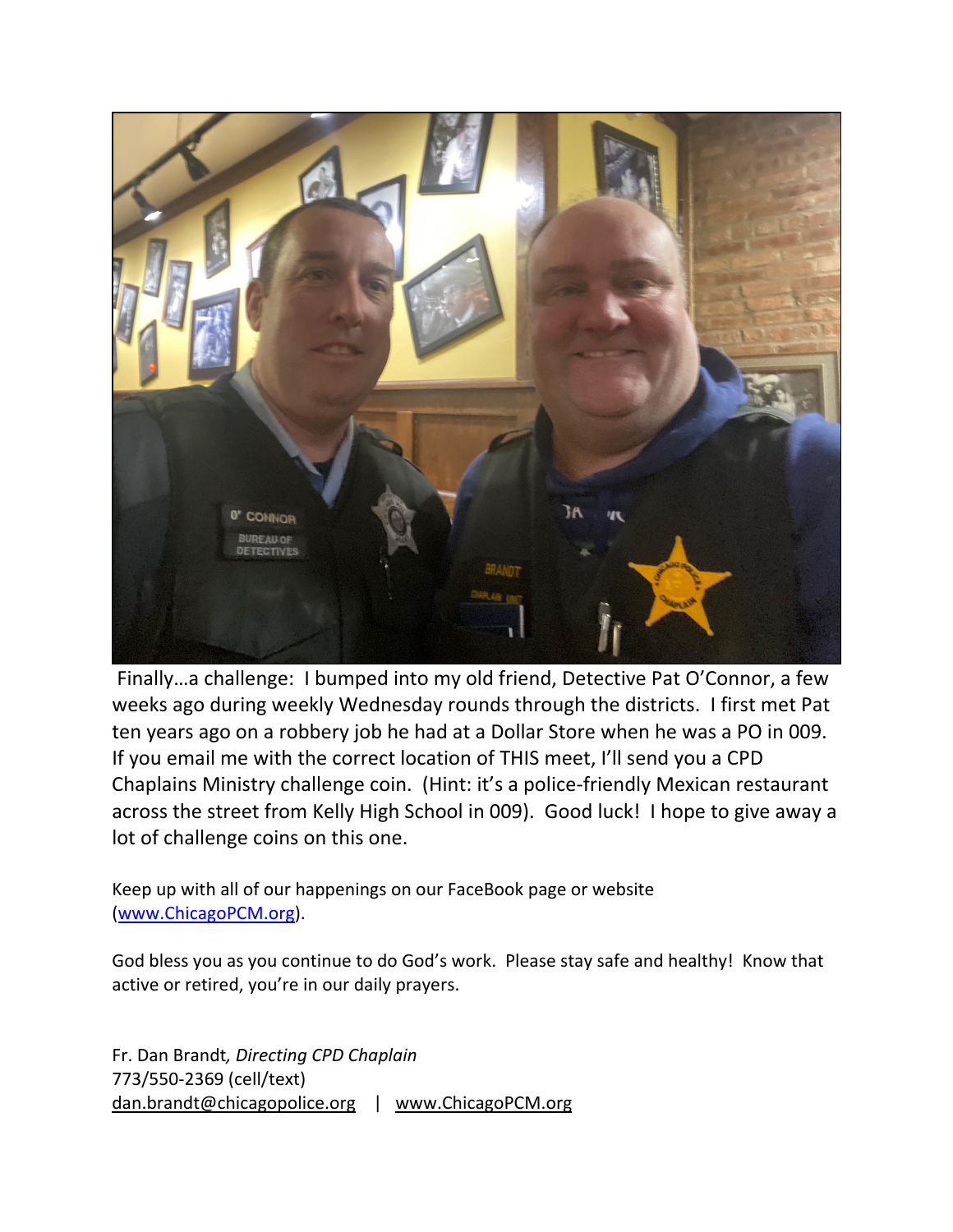Finally…a challenge: I bumped into my old friend, Detective Pat O'Connor, a few weeks ago during weekly Wednesday rounds through the districts. I first met Pat ten years ago on a robbery job he had at a Dollar Store when he was a PO in 009. If you email me with the correct location of THIS meet, I'll send you a CPD Chaplains Ministry challenge coin. (Hint: it's a police-friendly Mexican restaurant across the street from Kelly High School in 009). Good luck! I hope to give away a lot of challenge coins on this one.

Keep up with all of our happenings on our FaceBook page or website ([www.ChicagoPCM.org](http://www.ChicagoPCM.org)).

God bless you as you continue to do God's work. Please stay safe and healthy! Know that active or retired, you're in our daily prayers.

Fr. Dan Brandt, *Directing CPD Chaplain*
773/550-2369 (cell/text)
dan.brandt@chicagopolice.org | www.ChicagoPCM.org